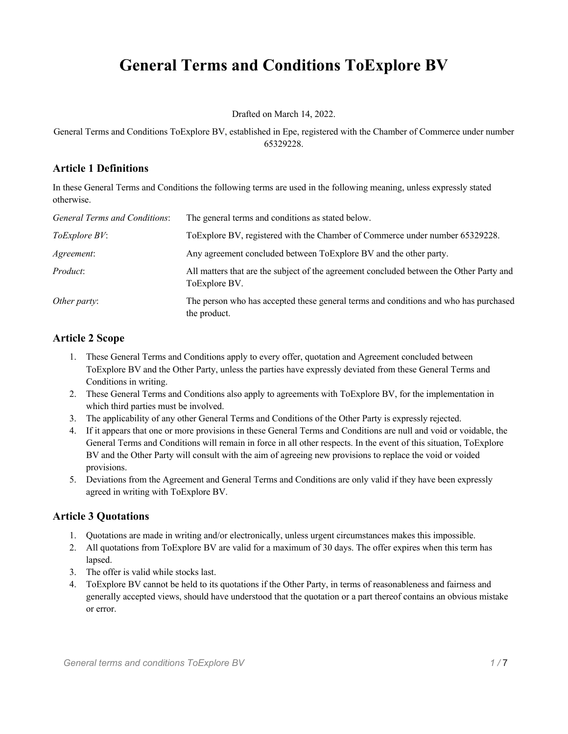# General Terms and Conditions ToExplore BV

Drafted on March 14, 2022.

General Terms and Conditions ToExplore BV, established in Epe, registered with the Chamber of Commerce under number 65329228.

## Article 1 Definitions

In these General Terms and Conditions the following terms are used in the following meaning, unless expressly stated otherwise.

| | |
|---|---|
| *General Terms and Conditions*: | The general terms and conditions as stated below. |
| *ToExplore BV*: | ToExplore BV, registered with the Chamber of Commerce under number 65329228. |
| *Agreement*: | Any agreement concluded between ToExplore BV and the other party. |
| *Product*: | All matters that are the subject of the agreement concluded between the Other Party and ToExplore BV. |
| *Other party*: | The person who has accepted these general terms and conditions and who has purchased the product. |

## Article 2 Scope

1. These General Terms and Conditions apply to every offer, quotation and Agreement concluded between ToExplore BV and the Other Party, unless the parties have expressly deviated from these General Terms and Conditions in writing.
2. These General Terms and Conditions also apply to agreements with ToExplore BV, for the implementation in which third parties must be involved.
3. The applicability of any other General Terms and Conditions of the Other Party is expressly rejected.
4. If it appears that one or more provisions in these General Terms and Conditions are null and void or voidable, the General Terms and Conditions will remain in force in all other respects. In the event of this situation, ToExplore BV and the Other Party will consult with the aim of agreeing new provisions to replace the void or voided provisions.
5. Deviations from the Agreement and General Terms and Conditions are only valid if they have been expressly agreed in writing with ToExplore BV.

## Article 3 Quotations

1. Quotations are made in writing and/or electronically, unless urgent circumstances makes this impossible.
2. All quotations from ToExplore BV are valid for a maximum of 30 days. The offer expires when this term has lapsed.
3. The offer is valid while stocks last.
4. ToExplore BV cannot be held to its quotations if the Other Party, in terms of reasonableness and fairness and generally accepted views, should have understood that the quotation or a part thereof contains an obvious mistake or error.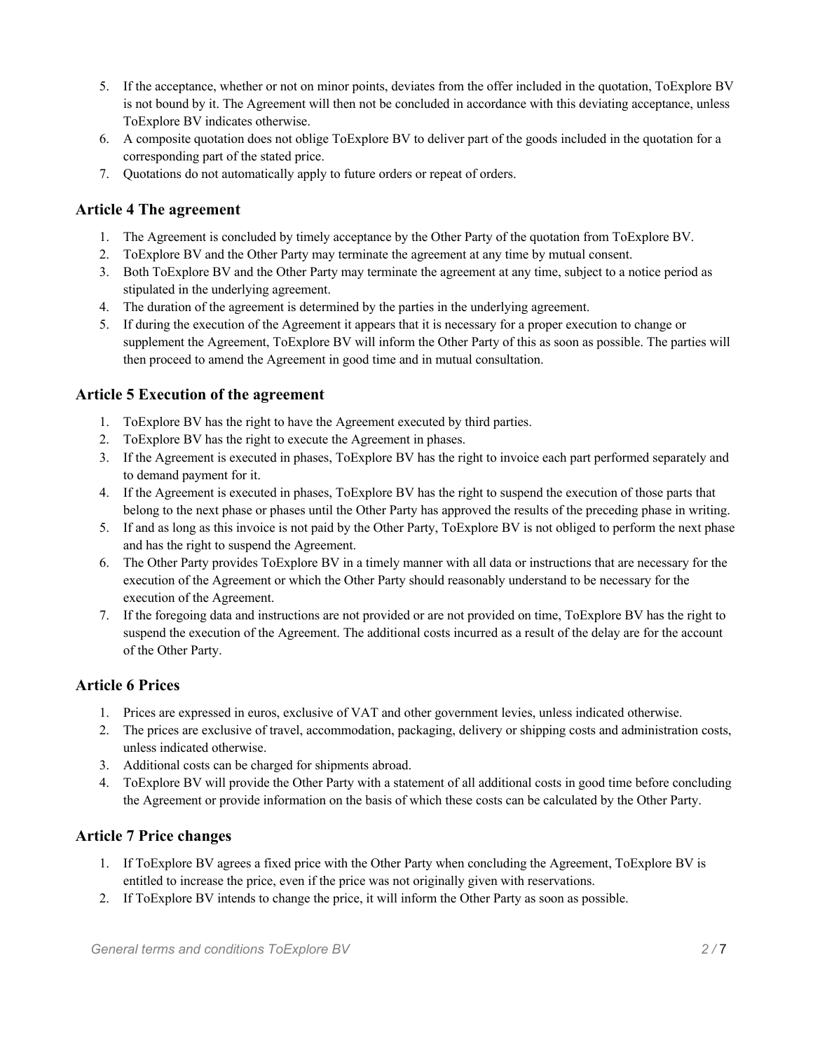5. If the acceptance, whether or not on minor points, deviates from the offer included in the quotation, ToExplore BV is not bound by it. The Agreement will then not be concluded in accordance with this deviating acceptance, unless ToExplore BV indicates otherwise.
6. A composite quotation does not oblige ToExplore BV to deliver part of the goods included in the quotation for a corresponding part of the stated price.
7. Quotations do not automatically apply to future orders or repeat of orders.

## Article 4 The agreement

1. The Agreement is concluded by timely acceptance by the Other Party of the quotation from ToExplore BV.
2. ToExplore BV and the Other Party may terminate the agreement at any time by mutual consent.
3. Both ToExplore BV and the Other Party may terminate the agreement at any time, subject to a notice period as stipulated in the underlying agreement.
4. The duration of the agreement is determined by the parties in the underlying agreement.
5. If during the execution of the Agreement it appears that it is necessary for a proper execution to change or supplement the Agreement, ToExplore BV will inform the Other Party of this as soon as possible. The parties will then proceed to amend the Agreement in good time and in mutual consultation.

## Article 5 Execution of the agreement

1. ToExplore BV has the right to have the Agreement executed by third parties.
2. ToExplore BV has the right to execute the Agreement in phases.
3. If the Agreement is executed in phases, ToExplore BV has the right to invoice each part performed separately and to demand payment for it.
4. If the Agreement is executed in phases, ToExplore BV has the right to suspend the execution of those parts that belong to the next phase or phases until the Other Party has approved the results of the preceding phase in writing.
5. If and as long as this invoice is not paid by the Other Party, ToExplore BV is not obliged to perform the next phase and has the right to suspend the Agreement.
6. The Other Party provides ToExplore BV in a timely manner with all data or instructions that are necessary for the execution of the Agreement or which the Other Party should reasonably understand to be necessary for the execution of the Agreement.
7. If the foregoing data and instructions are not provided or are not provided on time, ToExplore BV has the right to suspend the execution of the Agreement. The additional costs incurred as a result of the delay are for the account of the Other Party.

## Article 6 Prices

1. Prices are expressed in euros, exclusive of VAT and other government levies, unless indicated otherwise.
2. The prices are exclusive of travel, accommodation, packaging, delivery or shipping costs and administration costs, unless indicated otherwise.
3. Additional costs can be charged for shipments abroad.
4. ToExplore BV will provide the Other Party with a statement of all additional costs in good time before concluding the Agreement or provide information on the basis of which these costs can be calculated by the Other Party.

## Article 7 Price changes

1. If ToExplore BV agrees a fixed price with the Other Party when concluding the Agreement, ToExplore BV is entitled to increase the price, even if the price was not originally given with reservations.
2. If ToExplore BV intends to change the price, it will inform the Other Party as soon as possible.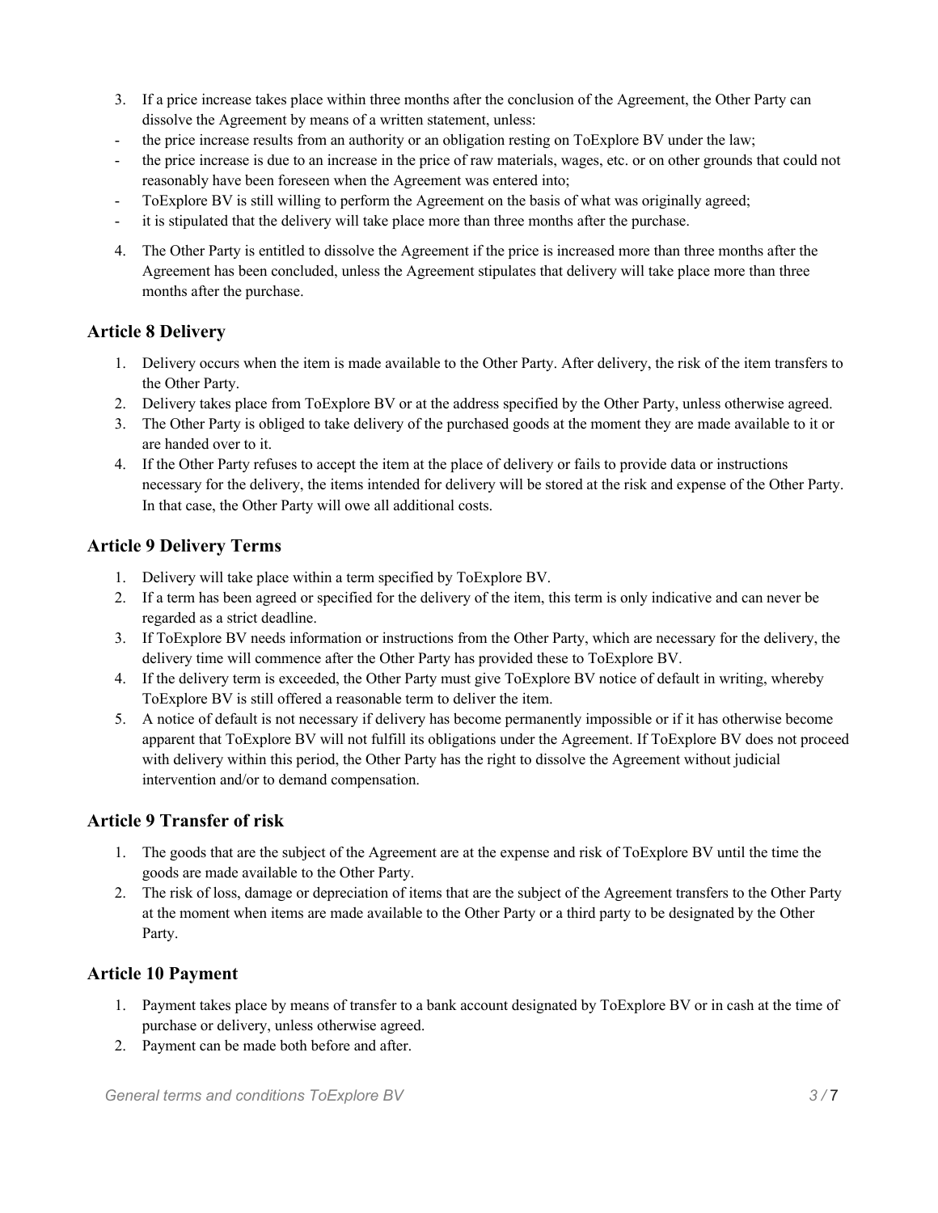3. If a price increase takes place within three months after the conclusion of the Agreement, the Other Party can dissolve the Agreement by means of a written statement, unless:
- the price increase results from an authority or an obligation resting on ToExplore BV under the law;
- the price increase is due to an increase in the price of raw materials, wages, etc. or on other grounds that could not reasonably have been foreseen when the Agreement was entered into;
- ToExplore BV is still willing to perform the Agreement on the basis of what was originally agreed;
- it is stipulated that the delivery will take place more than three months after the purchase.

4. The Other Party is entitled to dissolve the Agreement if the price is increased more than three months after the Agreement has been concluded, unless the Agreement stipulates that delivery will take place more than three months after the purchase.

## Article 8 Delivery

1. Delivery occurs when the item is made available to the Other Party. After delivery, the risk of the item transfers to the Other Party.
2. Delivery takes place from ToExplore BV or at the address specified by the Other Party, unless otherwise agreed.
3. The Other Party is obliged to take delivery of the purchased goods at the moment they are made available to it or are handed over to it.
4. If the Other Party refuses to accept the item at the place of delivery or fails to provide data or instructions necessary for the delivery, the items intended for delivery will be stored at the risk and expense of the Other Party. In that case, the Other Party will owe all additional costs.

## Article 9 Delivery Terms

1. Delivery will take place within a term specified by ToExplore BV.
2. If a term has been agreed or specified for the delivery of the item, this term is only indicative and can never be regarded as a strict deadline.
3. If ToExplore BV needs information or instructions from the Other Party, which are necessary for the delivery, the delivery time will commence after the Other Party has provided these to ToExplore BV.
4. If the delivery term is exceeded, the Other Party must give ToExplore BV notice of default in writing, whereby ToExplore BV is still offered a reasonable term to deliver the item.
5. A notice of default is not necessary if delivery has become permanently impossible or if it has otherwise become apparent that ToExplore BV will not fulfill its obligations under the Agreement. If ToExplore BV does not proceed with delivery within this period, the Other Party has the right to dissolve the Agreement without judicial intervention and/or to demand compensation.

## Article 9 Transfer of risk

1. The goods that are the subject of the Agreement are at the expense and risk of ToExplore BV until the time the goods are made available to the Other Party.
2. The risk of loss, damage or depreciation of items that are the subject of the Agreement transfers to the Other Party at the moment when items are made available to the Other Party or a third party to be designated by the Other Party.

## Article 10 Payment

1. Payment takes place by means of transfer to a bank account designated by ToExplore BV or in cash at the time of purchase or delivery, unless otherwise agreed.
2. Payment can be made both before and after.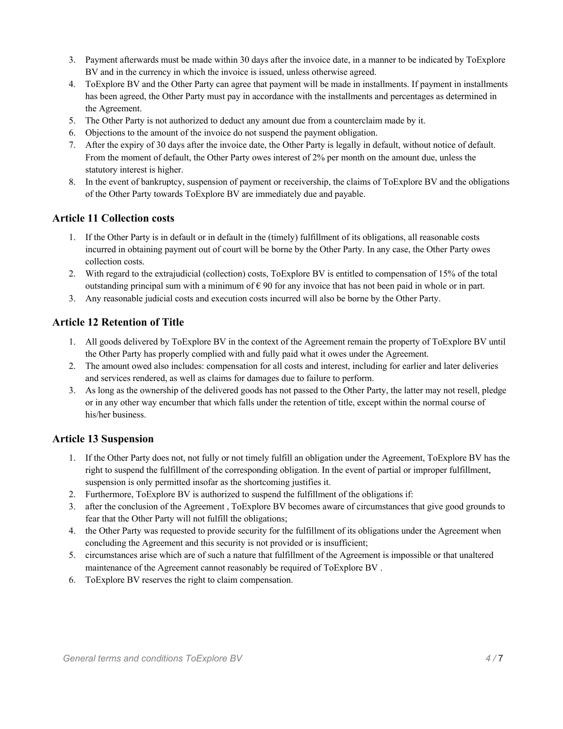3. Payment afterwards must be made within 30 days after the invoice date, in a manner to be indicated by ToExplore BV and in the currency in which the invoice is issued, unless otherwise agreed.
4. ToExplore BV and the Other Party can agree that payment will be made in installments. If payment in installments has been agreed, the Other Party must pay in accordance with the installments and percentages as determined in the Agreement.
5. The Other Party is not authorized to deduct any amount due from a counterclaim made by it.
6. Objections to the amount of the invoice do not suspend the payment obligation.
7. After the expiry of 30 days after the invoice date, the Other Party is legally in default, without notice of default. From the moment of default, the Other Party owes interest of 2% per month on the amount due, unless the statutory interest is higher.
8. In the event of bankruptcy, suspension of payment or receivership, the claims of ToExplore BV and the obligations of the Other Party towards ToExplore BV are immediately due and payable.

## Article 11 Collection costs

1. If the Other Party is in default or in default in the (timely) fulfillment of its obligations, all reasonable costs incurred in obtaining payment out of court will be borne by the Other Party. In any case, the Other Party owes collection costs.
2. With regard to the extrajudicial (collection) costs, ToExplore BV is entitled to compensation of 15% of the total outstanding principal sum with a minimum of € 90 for any invoice that has not been paid in whole or in part.
3. Any reasonable judicial costs and execution costs incurred will also be borne by the Other Party.

## Article 12 Retention of Title

1. All goods delivered by ToExplore BV in the context of the Agreement remain the property of ToExplore BV until the Other Party has properly complied with and fully paid what it owes under the Agreement.
2. The amount owed also includes: compensation for all costs and interest, including for earlier and later deliveries and services rendered, as well as claims for damages due to failure to perform.
3. As long as the ownership of the delivered goods has not passed to the Other Party, the latter may not resell, pledge or in any other way encumber that which falls under the retention of title, except within the normal course of his/her business.

## Article 13 Suspension

1. If the Other Party does not, not fully or not timely fulfill an obligation under the Agreement, ToExplore BV has the right to suspend the fulfillment of the corresponding obligation. In the event of partial or improper fulfillment, suspension is only permitted insofar as the shortcoming justifies it.
2. Furthermore, ToExplore BV is authorized to suspend the fulfillment of the obligations if:
3. after the conclusion of the Agreement , ToExplore BV becomes aware of circumstances that give good grounds to fear that the Other Party will not fulfill the obligations;
4. the Other Party was requested to provide security for the fulfillment of its obligations under the Agreement when concluding the Agreement and this security is not provided or is insufficient;
5. circumstances arise which are of such a nature that fulfillment of the Agreement is impossible or that unaltered maintenance of the Agreement cannot reasonably be required of ToExplore BV .
6. ToExplore BV reserves the right to claim compensation.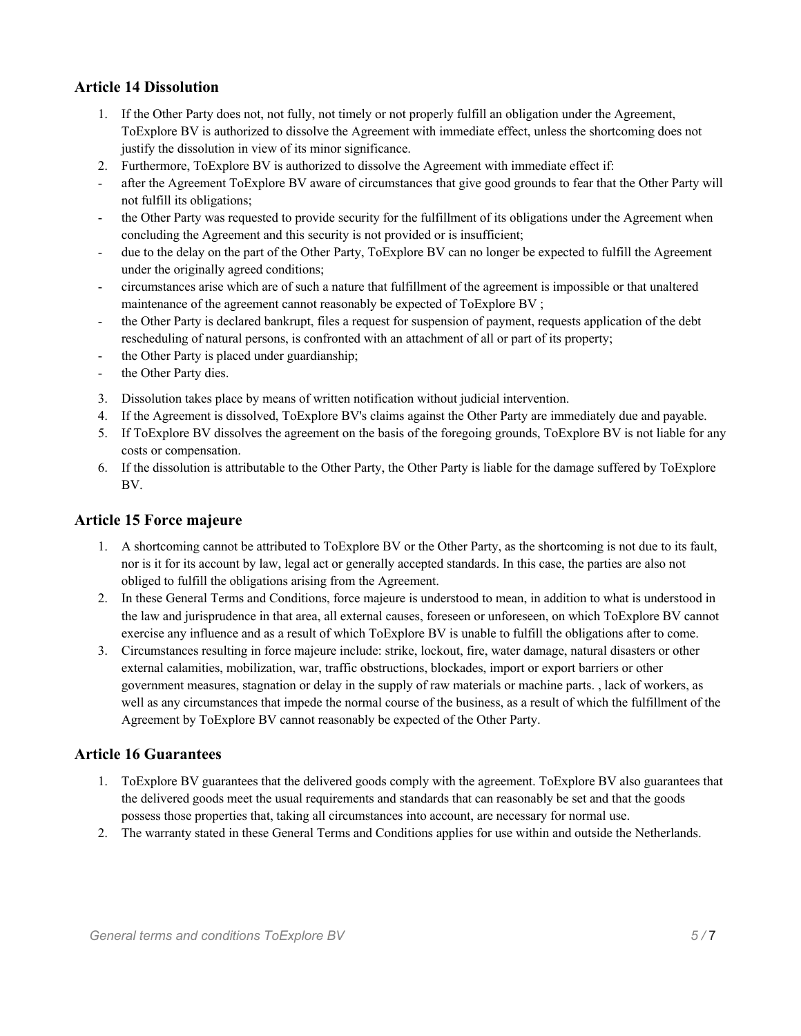## Article 14 Dissolution

1. If the Other Party does not, not fully, not timely or not properly fulfill an obligation under the Agreement, ToExplore BV is authorized to dissolve the Agreement with immediate effect, unless the shortcoming does not justify the dissolution in view of its minor significance.
2. Furthermore, ToExplore BV is authorized to dissolve the Agreement with immediate effect if:

- after the Agreement ToExplore BV aware of circumstances that give good grounds to fear that the Other Party will not fulfill its obligations;
- the Other Party was requested to provide security for the fulfillment of its obligations under the Agreement when concluding the Agreement and this security is not provided or is insufficient;
- due to the delay on the part of the Other Party, ToExplore BV can no longer be expected to fulfill the Agreement under the originally agreed conditions;
- circumstances arise which are of such a nature that fulfillment of the agreement is impossible or that unaltered maintenance of the agreement cannot reasonably be expected of ToExplore BV ;
- the Other Party is declared bankrupt, files a request for suspension of payment, requests application of the debt rescheduling of natural persons, is confronted with an attachment of all or part of its property;
- the Other Party is placed under guardianship;
- the Other Party dies.

3. Dissolution takes place by means of written notification without judicial intervention.
4. If the Agreement is dissolved, ToExplore BV's claims against the Other Party are immediately due and payable.
5. If ToExplore BV dissolves the agreement on the basis of the foregoing grounds, ToExplore BV is not liable for any costs or compensation.
6. If the dissolution is attributable to the Other Party, the Other Party is liable for the damage suffered by ToExplore BV.

## Article 15 Force majeure

1. A shortcoming cannot be attributed to ToExplore BV or the Other Party, as the shortcoming is not due to its fault, nor is it for its account by law, legal act or generally accepted standards. In this case, the parties are also not obliged to fulfill the obligations arising from the Agreement.
2. In these General Terms and Conditions, force majeure is understood to mean, in addition to what is understood in the law and jurisprudence in that area, all external causes, foreseen or unforeseen, on which ToExplore BV cannot exercise any influence and as a result of which ToExplore BV is unable to fulfill the obligations after to come.
3. Circumstances resulting in force majeure include: strike, lockout, fire, water damage, natural disasters or other external calamities, mobilization, war, traffic obstructions, blockades, import or export barriers or other government measures, stagnation or delay in the supply of raw materials or machine parts. , lack of workers, as well as any circumstances that impede the normal course of the business, as a result of which the fulfillment of the Agreement by ToExplore BV cannot reasonably be expected of the Other Party.

## Article 16 Guarantees

1. ToExplore BV guarantees that the delivered goods comply with the agreement. ToExplore BV also guarantees that the delivered goods meet the usual requirements and standards that can reasonably be set and that the goods possess those properties that, taking all circumstances into account, are necessary for normal use.
2. The warranty stated in these General Terms and Conditions applies for use within and outside the Netherlands.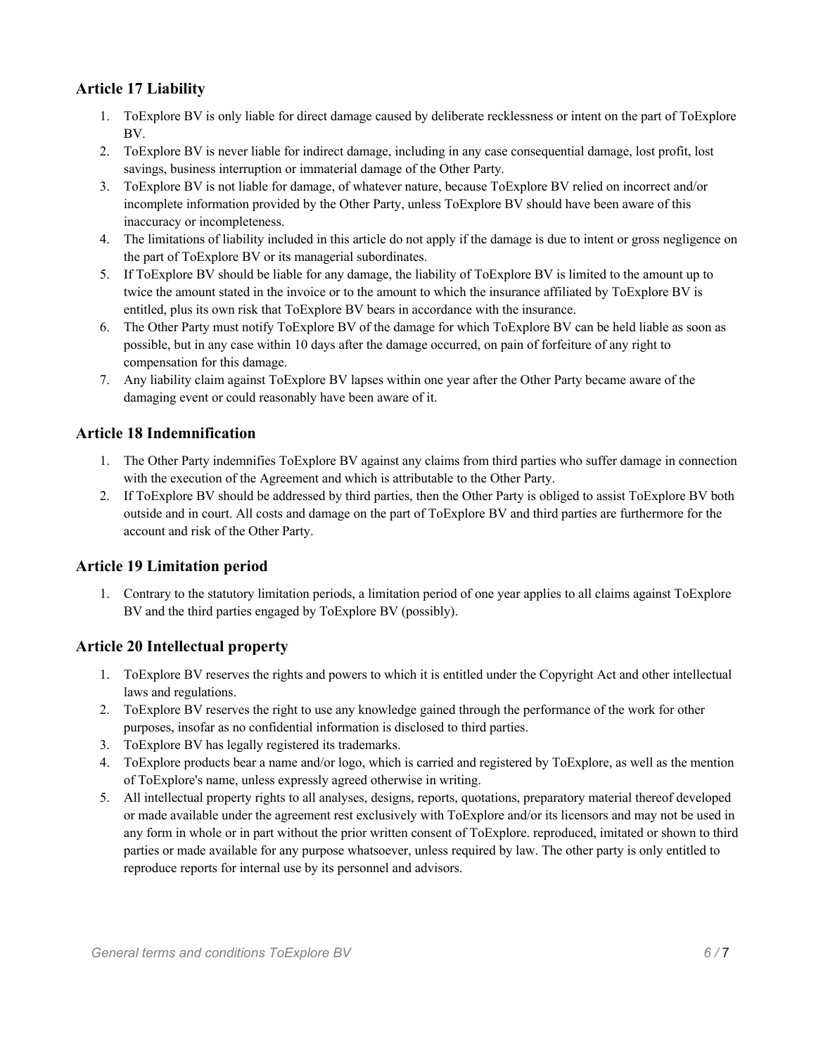## Article 17 Liability

1. ToExplore BV is only liable for direct damage caused by deliberate recklessness or intent on the part of ToExplore BV.
2. ToExplore BV is never liable for indirect damage, including in any case consequential damage, lost profit, lost savings, business interruption or immaterial damage of the Other Party.
3. ToExplore BV is not liable for damage, of whatever nature, because ToExplore BV relied on incorrect and/or incomplete information provided by the Other Party, unless ToExplore BV should have been aware of this inaccuracy or incompleteness.
4. The limitations of liability included in this article do not apply if the damage is due to intent or gross negligence on the part of ToExplore BV or its managerial subordinates.
5. If ToExplore BV should be liable for any damage, the liability of ToExplore BV is limited to the amount up to twice the amount stated in the invoice or to the amount to which the insurance affiliated by ToExplore BV is entitled, plus its own risk that ToExplore BV bears in accordance with the insurance.
6. The Other Party must notify ToExplore BV of the damage for which ToExplore BV can be held liable as soon as possible, but in any case within 10 days after the damage occurred, on pain of forfeiture of any right to compensation for this damage.
7. Any liability claim against ToExplore BV lapses within one year after the Other Party became aware of the damaging event or could reasonably have been aware of it.

## Article 18 Indemnification

1. The Other Party indemnifies ToExplore BV against any claims from third parties who suffer damage in connection with the execution of the Agreement and which is attributable to the Other Party.
2. If ToExplore BV should be addressed by third parties, then the Other Party is obliged to assist ToExplore BV both outside and in court. All costs and damage on the part of ToExplore BV and third parties are furthermore for the account and risk of the Other Party.

## Article 19 Limitation period

1. Contrary to the statutory limitation periods, a limitation period of one year applies to all claims against ToExplore BV and the third parties engaged by ToExplore BV (possibly).

## Article 20 Intellectual property

1. ToExplore BV reserves the rights and powers to which it is entitled under the Copyright Act and other intellectual laws and regulations.
2. ToExplore BV reserves the right to use any knowledge gained through the performance of the work for other purposes, insofar as no confidential information is disclosed to third parties.
3. ToExplore BV has legally registered its trademarks.
4. ToExplore products bear a name and/or logo, which is carried and registered by ToExplore, as well as the mention of ToExplore's name, unless expressly agreed otherwise in writing.
5. All intellectual property rights to all analyses, designs, reports, quotations, preparatory material thereof developed or made available under the agreement rest exclusively with ToExplore and/or its licensors and may not be used in any form in whole or in part without the prior written consent of ToExplore. reproduced, imitated or shown to third parties or made available for any purpose whatsoever, unless required by law. The other party is only entitled to reproduce reports for internal use by its personnel and advisors.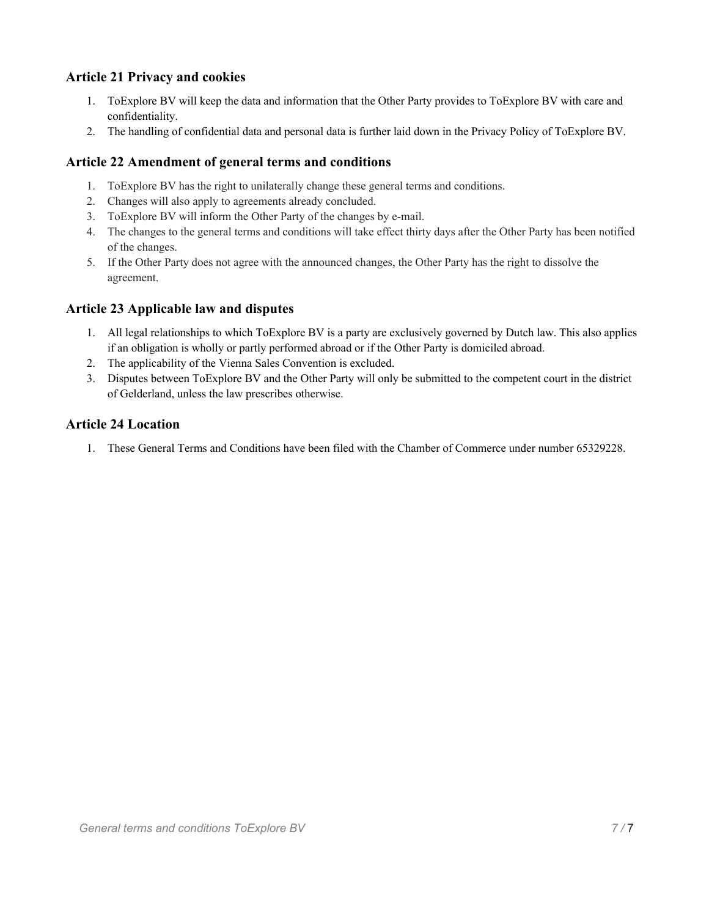### Article 21 Privacy and cookies

1. ToExplore BV will keep the data and information that the Other Party provides to ToExplore BV with care and confidentiality.
2. The handling of confidential data and personal data is further laid down in the Privacy Policy of ToExplore BV.

### Article 22 Amendment of general terms and conditions

1. ToExplore BV has the right to unilaterally change these general terms and conditions.
2. Changes will also apply to agreements already concluded.
3. ToExplore BV will inform the Other Party of the changes by e-mail.
4. The changes to the general terms and conditions will take effect thirty days after the Other Party has been notified of the changes.
5. If the Other Party does not agree with the announced changes, the Other Party has the right to dissolve the agreement.

### Article 23 Applicable law and disputes

1. All legal relationships to which ToExplore BV is a party are exclusively governed by Dutch law. This also applies if an obligation is wholly or partly performed abroad or if the Other Party is domiciled abroad.
2. The applicability of the Vienna Sales Convention is excluded.
3. Disputes between ToExplore BV and the Other Party will only be submitted to the competent court in the district of Gelderland, unless the law prescribes otherwise.

### Article 24 Location

1. These General Terms and Conditions have been filed with the Chamber of Commerce under number 65329228.